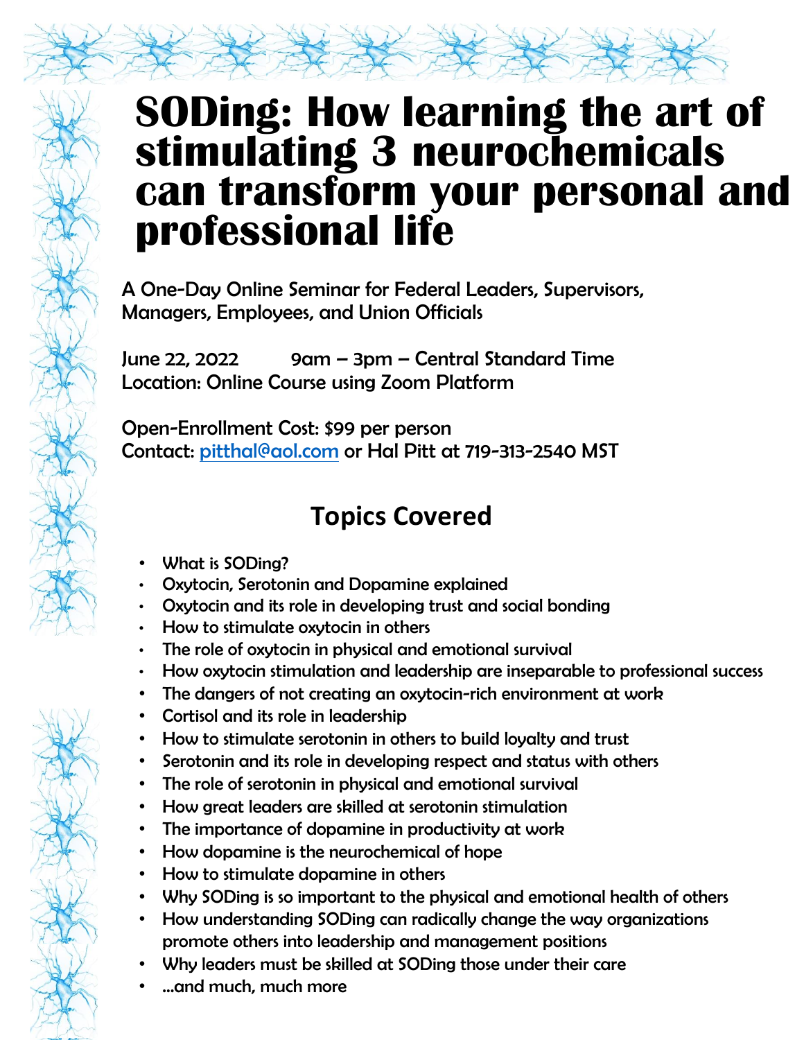# SODing: How learning the art of stimulating 3 neurochemicals can transform your personal and professional life

A One-Day Online Seminar for Federal Leaders, Supervisors, Managers, Employees, and Union Officials

June 22, 2022 9am – 3pm – Central Standard Time
Location: Online Course using Zoom Platform

Open-Enrollment Cost: $99 per person
Contact: pitthal@aol.com or Hal Pitt at 719-313-2540 MST

## Topics Covered

- What is SODing?
- Oxytocin, Serotonin and Dopamine explained
- Oxytocin and its role in developing trust and social bonding
- How to stimulate oxytocin in others
- The role of oxytocin in physical and emotional survival
- How oxytocin stimulation and leadership are inseparable to professional success
- The dangers of not creating an oxytocin-rich environment at work
- Cortisol and its role in leadership
- How to stimulate serotonin in others to build loyalty and trust
- Serotonin and its role in developing respect and status with others
- The role of serotonin in physical and emotional survival
- How great leaders are skilled at serotonin stimulation
- The importance of dopamine in productivity at work
- How dopamine is the neurochemical of hope
- How to stimulate dopamine in others
- Why SODing is so important to the physical and emotional health of others
- How understanding SODing can radically change the way organizations promote others into leadership and management positions
- Why leaders must be skilled at SODing those under their care
- …and much, much more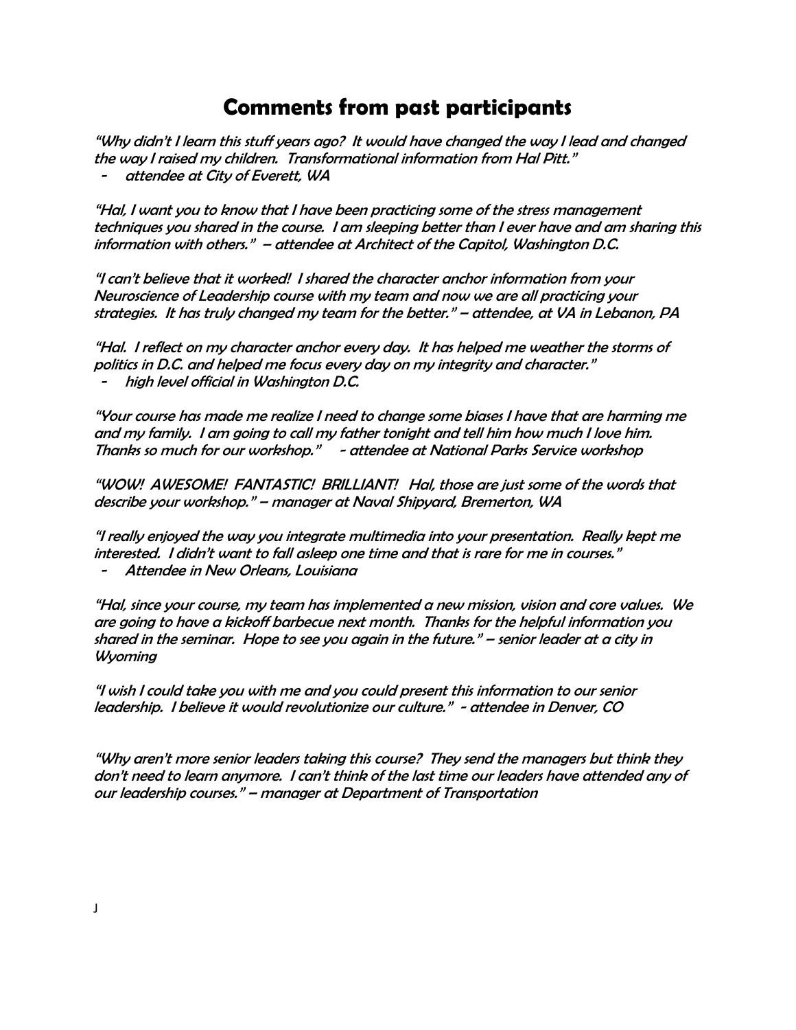# Comments from past participants

*"Why didn't I learn this stuff years ago? It would have changed the way I lead and changed the way I raised my children. Transformational information from Hal Pitt."*

- *attendee at City of Everett, WA*

*"Hal, I want you to know that I have been practicing some of the stress management techniques you shared in the course. I am sleeping better than I ever have and am sharing this information with others." – attendee at Architect of the Capitol, Washington D.C.*

*"I can't believe that it worked! I shared the character anchor information from your Neuroscience of Leadership course with my team and now we are all practicing your strategies. It has truly changed my team for the better." – attendee, at VA in Lebanon, PA*

*"Hal. I reflect on my character anchor every day. It has helped me weather the storms of politics in D.C. and helped me focus every day on my integrity and character."*

- *high level official in Washington D.C.*

*"Your course has made me realize I need to change some biases I have that are harming me and my family. I am going to call my father tonight and tell him how much I love him. Thanks so much for our workshop." - attendee at National Parks Service workshop*

*"WOW! AWESOME! FANTASTIC! BRILLIANT! Hal, those are just some of the words that describe your workshop." – manager at Naval Shipyard, Bremerton, WA*

*"I really enjoyed the way you integrate multimedia into your presentation. Really kept me interested. I didn't want to fall asleep one time and that is rare for me in courses."*

- *Attendee in New Orleans, Louisiana*

*"Hal, since your course, my team has implemented a new mission, vision and core values. We are going to have a kickoff barbecue next month. Thanks for the helpful information you shared in the seminar. Hope to see you again in the future." – senior leader at a city in Wyoming*

*"I wish I could take you with me and you could present this information to our senior leadership. I believe it would revolutionize our culture." - attendee in Denver, CO*

*"Why aren't more senior leaders taking this course? They send the managers but think they don't need to learn anymore. I can't think of the last time our leaders have attended any of our leadership courses." – manager at Department of Transportation*

J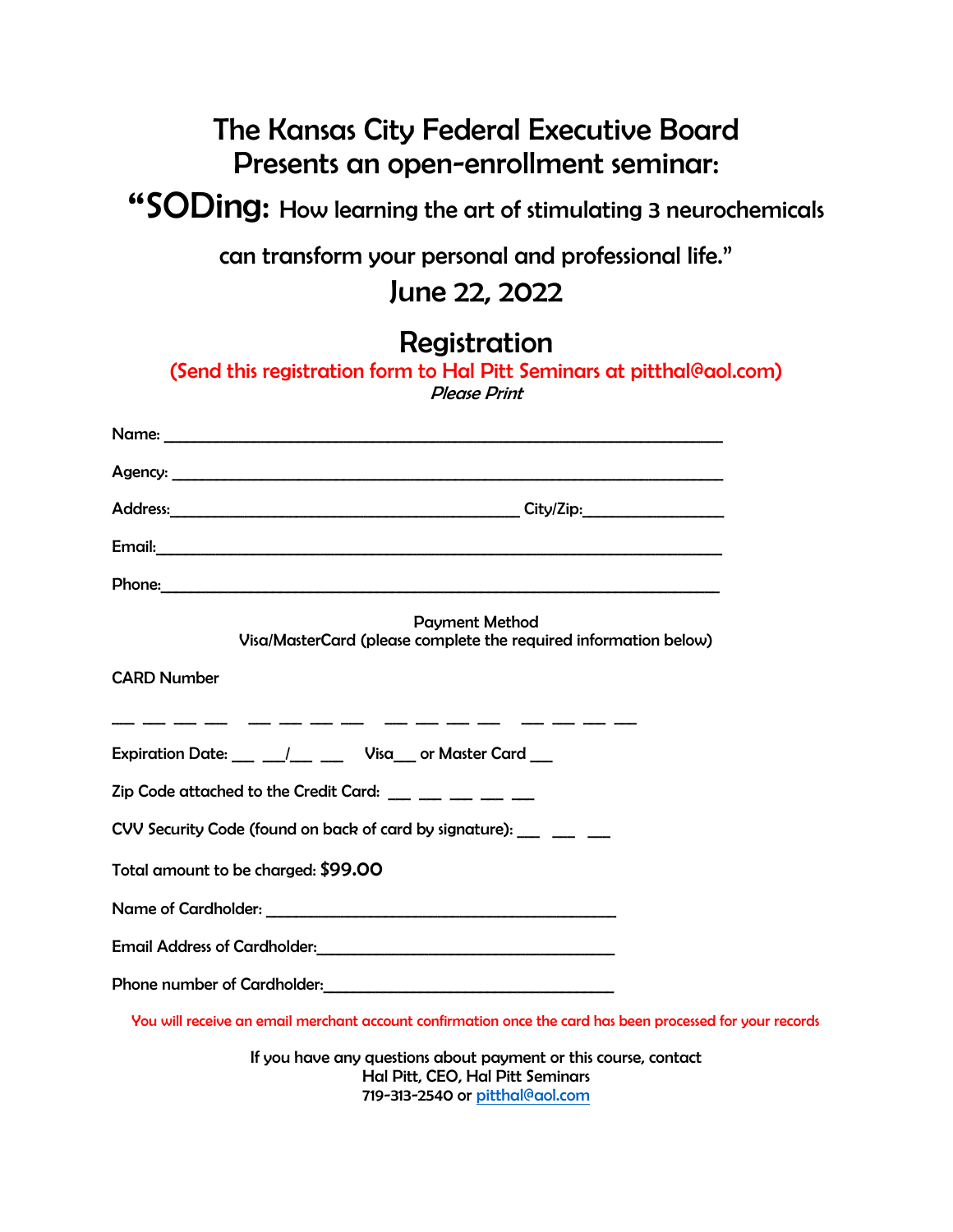# The Kansas City Federal Executive Board Presents an open-enrollment seminar:

## "SODing: How learning the art of stimulating 3 neurochemicals can transform your personal and professional life."

## June 22, 2022

## Registration

(Send this registration form to Hal Pitt Seminars at pitthal@aol.com)

*Please Print*

Name: ______________________________________________________________

Agency: ______________________________________________________________

Address:________________________________________ City/Zip:________________

Email:_______________________________________________________________

Phone:_______________________________________________________________

Payment Method
Visa/MasterCard (please complete the required information below)

CARD Number

___ ___ ___ ___   ___ ___ ___ ___   ___ ___ ___ ___   ___ ___ ___ ___

Expiration Date: ___ ___/___ ___   Visa___ or Master Card ___

Zip Code attached to the Credit Card: ___ ___ ___ ___ ___

CVV Security Code (found on back of card by signature): ___ ___ ___

Total amount to be charged: **$99.00**

Name of Cardholder: ________________________________________

Email Address of Cardholder:__________________________________

Phone number of Cardholder:__________________________________

You will receive an email merchant account confirmation once the card has been processed for your records

If you have any questions about payment or this course, contact
Hal Pitt, CEO, Hal Pitt Seminars
719-313-2540 or pitthal@aol.com